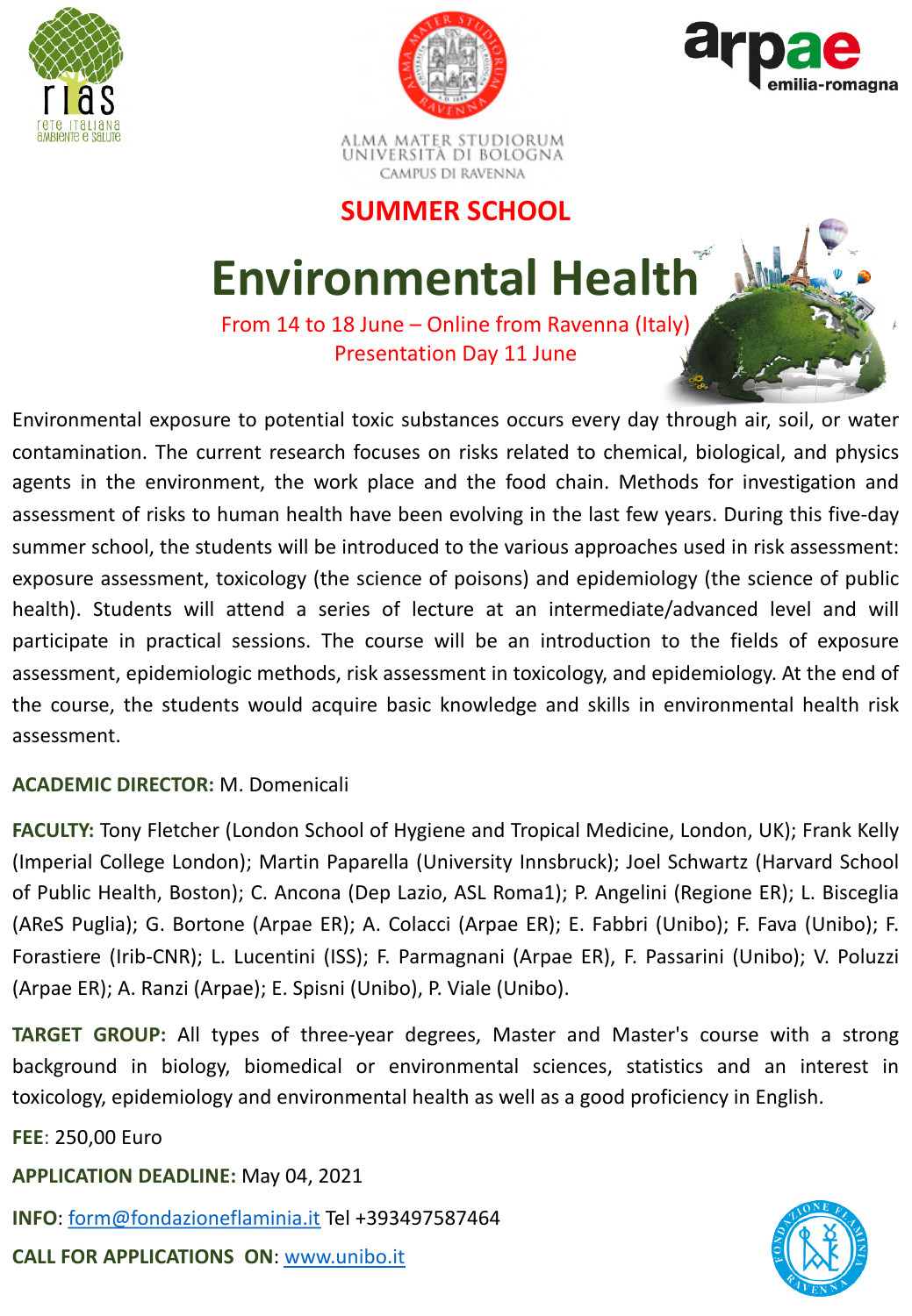rias
rete italiana ambiente e salute

ALMA MATER STUDIORUM
UNIVERSITÀ DI BOLOGNA
CAMPUS DI RAVENNA

arpae emilia-romagna

## SUMMER SCHOOL

# Environmental Health

From 14 to 18 June – Online from Ravenna (Italy)
Presentation Day 11 June

Environmental exposure to potential toxic substances occurs every day through air, soil, or water contamination. The current research focuses on risks related to chemical, biological, and physics agents in the environment, the work place and the food chain. Methods for investigation and assessment of risks to human health have been evolving in the last few years. During this five-day summer school, the students will be introduced to the various approaches used in risk assessment: exposure assessment, toxicology (the science of poisons) and epidemiology (the science of public health). Students will attend a series of lecture at an intermediate/advanced level and will participate in practical sessions. The course will be an introduction to the fields of exposure assessment, epidemiologic methods, risk assessment in toxicology, and epidemiology. At the end of the course, the students would acquire basic knowledge and skills in environmental health risk assessment.

**ACADEMIC DIRECTOR:** M. Domenicali

**FACULTY:** Tony Fletcher (London School of Hygiene and Tropical Medicine, London, UK); Frank Kelly (Imperial College London); Martin Paparella (University Innsbruck); Joel Schwartz (Harvard School of Public Health, Boston); C. Ancona (Dep Lazio, ASL Roma1); P. Angelini (Regione ER); L. Bisceglia (AReS Puglia); G. Bortone (Arpae ER); A. Colacci (Arpae ER); E. Fabbri (Unibo); F. Fava (Unibo); F. Forastiere (Irib-CNR); L. Lucentini (ISS); F. Parmagnani (Arpae ER), F. Passarini (Unibo); V. Poluzzi (Arpae ER); A. Ranzi (Arpae); E. Spisni (Unibo), P. Viale (Unibo).

**TARGET GROUP:** All types of three-year degrees, Master and Master's course with a strong background in biology, biomedical or environmental sciences, statistics and an interest in toxicology, epidemiology and environmental health as well as a good proficiency in English.

**FEE**: 250,00 Euro

**APPLICATION DEADLINE:** May 04, 2021

**INFO**: form@fondazioneflaminia.it Tel +393497587464

**CALL FOR APPLICATIONS ON**: www.unibo.it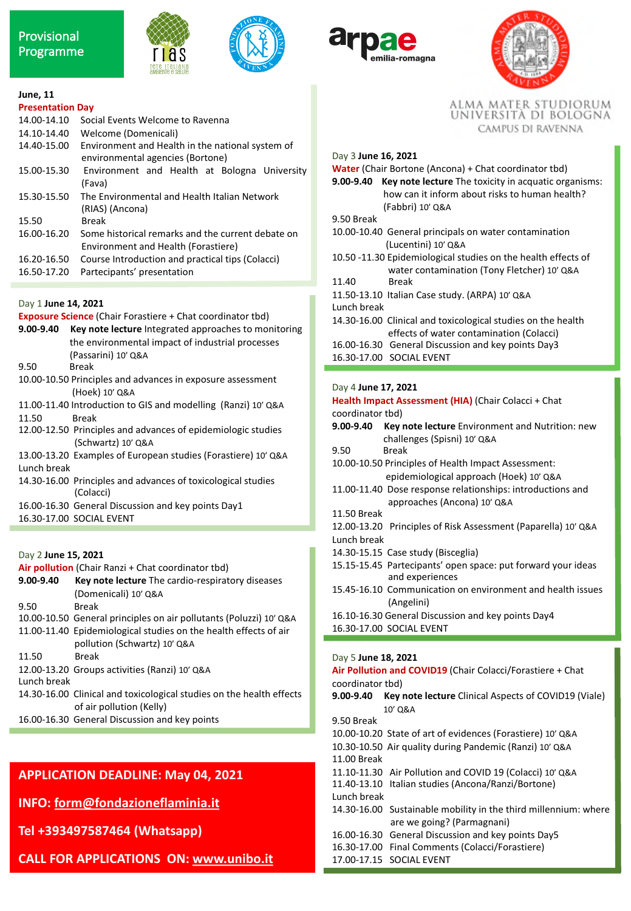Provisional Programme

ALMA MATER STUDIORUM
UNIVERSITÀ DI BOLOGNA
CAMPUS DI RAVENNA

**June, 11**

**Presentation Day**

14.00-14.10 Social Events Welcome to Ravenna
14.10-14.40 Welcome (Domenicali)
14.40-15.00 Environment and Health in the national system of environmental agencies (Bortone)
15.00-15.30 Environment and Health at Bologna University (Fava)
15.30-15.50 The Environmental and Health Italian Network (RIAS) (Ancona)
15.50 Break
16.00-16.20 Some historical remarks and the current debate on Environment and Health (Forastiere)
16.20-16.50 Course Introduction and practical tips (Colacci)
16.50-17.20 Partecipants' presentation

Day 1 **June 14, 2021**

**Exposure Science** (Chair Forastiere + Chat coordinator tbd)

**9.00-9.40 Key note lecture** Integrated approaches to monitoring the environmental impact of industrial processes (Passarini) 10' Q&A
9.50 Break
10.00-10.50 Principles and advances in exposure assessment (Hoek) 10' Q&A
11.00-11.40 Introduction to GIS and modelling (Ranzi) 10' Q&A
11.50 Break
12.00-12.50 Principles and advances of epidemiologic studies (Schwartz) 10' Q&A
13.00-13.20 Examples of European studies (Forastiere) 10' Q&A
Lunch break
14.30-16.00 Principles and advances of toxicological studies (Colacci)
16.00-16.30 General Discussion and key points Day1
16.30-17.00 SOCIAL EVENT

Day 2 **June 15, 2021**

**Air pollution** (Chair Ranzi + Chat coordinator tbd)

**9.00-9.40 Key note lecture** The cardio-respiratory diseases (Domenicali) 10' Q&A
9.50 Break
10.00-10.50 General principles on air pollutants (Poluzzi) 10' Q&A
11.00-11.40 Epidemiological studies on the health effects of air pollution (Schwartz) 10' Q&A
11.50 Break
12.00-13.20 Groups activities (Ranzi) 10' Q&A
Lunch break
14.30-16.00 Clinical and toxicological studies on the health effects of air pollution (Kelly)
16.00-16.30 General Discussion and key points

**APPLICATION DEADLINE: May 04, 2021**

**INFO: form@fondazioneflaminia.it**

**Tel +393497587464 (Whatsapp)**

**CALL FOR APPLICATIONS ON: www.unibo.it**

Day 3 **June 16, 2021**

**Water** (Chair Bortone (Ancona) + Chat coordinator tbd)

**9.00-9.40 Key note lecture** The toxicity in acquatic organisms: how can it inform about risks to human health? (Fabbri) 10' Q&A
9.50 Break
10.00-10.40 General principals on water contamination (Lucentini) 10' Q&A
10.50 -11.30 Epidemiological studies on the health effects of water contamination (Tony Fletcher) 10' Q&A
11.40 Break
11.50-13.10 Italian Case study. (ARPA) 10' Q&A
Lunch break
14.30-16.00 Clinical and toxicological studies on the health effects of water contamination (Colacci)
16.00-16.30 General Discussion and key points Day3
16.30-17.00 SOCIAL EVENT

Day 4 **June 17, 2021**

**Health Impact Assessment (HIA)** (Chair Colacci + Chat coordinator tbd)

**9.00-9.40 Key note lecture** Environment and Nutrition: new challenges (Spisni) 10' Q&A
9.50 Break
10.00-10.50 Principles of Health Impact Assessment: epidemiological approach (Hoek) 10' Q&A
11.00-11.40 Dose response relationships: introductions and approaches (Ancona) 10' Q&A
11.50 Break
12.00-13.20 Principles of Risk Assessment (Paparella) 10' Q&A
Lunch break
14.30-15.15 Case study (Bisceglia)
15.15-15.45 Partecipants' open space: put forward your ideas and experiences
15.45-16.10 Communication on environment and health issues (Angelini)
16.10-16.30 General Discussion and key points Day4
16.30-17.00 SOCIAL EVENT

Day 5 **June 18, 2021**

**Air Pollution and COVID19** (Chair Colacci/Forastiere + Chat coordinator tbd)

**9.00-9.40 Key note lecture** Clinical Aspects of COVID19 (Viale) 10' Q&A
9.50 Break
10.00-10.20 State of art of evidences (Forastiere) 10' Q&A
10.30-10.50 Air quality during Pandemic (Ranzi) 10' Q&A
11.00 Break
11.10-11.30 Air Pollution and COVID 19 (Colacci) 10' Q&A
11.40-13.10 Italian studies (Ancona/Ranzi/Bortone)
Lunch break
14.30-16.00 Sustainable mobility in the third millennium: where are we going? (Parmagnani)
16.00-16.30 General Discussion and key points Day5
16.30-17.00 Final Comments (Colacci/Forastiere)
17.00-17.15 SOCIAL EVENT